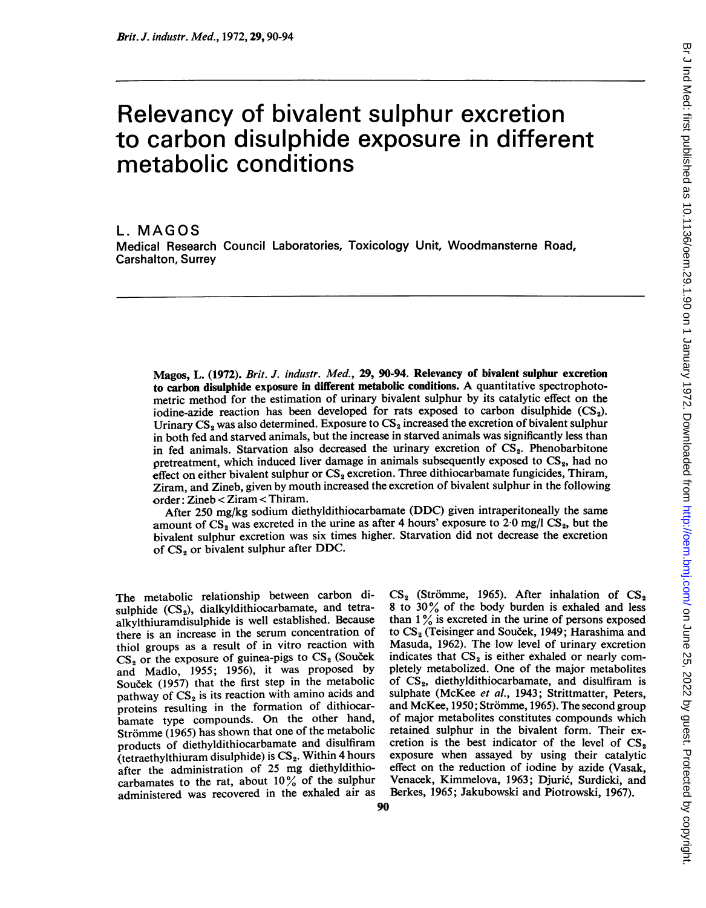# Relevancy of bivalent sulphur excretion to carbon disulphide exposure in different metabolic conditions

L. MAGOS

Medical Research Council Laboratories, Toxicology Unit, Woodmansterne Road, Carshalton, Surrey

Magos, L. (1972). *Brit. J. industr. Med.*, **29**, 90-94. **Relevancy of bivalent sulphur excretion to carbon disulphide exposure in different metabolic conditions.** A quantitative spectrophotometric method for the estimation of urinary bivalent sulphur by its catalytic effect on the iodine-azide reaction has been developed for rats exposed to carbon disulphide ($CS_2$). Urinary $CS_2$ was also determined. Exposure to $CS_2$ increased the excretion of bivalent sulphur in both fed and starved animals, but the increase in starved animals was significantly less than in fed animals. Starvation also decreased the urinary excretion of $CS_2$. Phenobarbitone pretreatment, which induced liver damage in animals subsequently exposed to $CS_2$, had no effect on either bivalent sulphur or $CS_2$ excretion. Three dithiocarbamate fungicides, Thiram, Ziram, and Zineb, given by mouth increased the excretion of bivalent sulphur in the following order: Zineb < Ziram < Thiram.

After 250 mg/kg sodium diethyldithiocarbamate (DDC) given intraperitoneally the same amount of $CS_2$ was excreted in the urine as after 4 hours' exposure to 2·0 mg/l $CS_2$, but the bivalent sulphur excretion was six times higher. Starvation did not decrease the excretion of $CS_2$ or bivalent sulphur after DDC.

The metabolic relationship between carbon disulphide ($CS_2$), dialkyldithiocarbamate, and tetraalkylthiuramdisulphide is well established. Because there is an increase in the serum concentration of thiol groups as a result of in vitro reaction with $CS_2$ or the exposure of guinea-pigs to $CS_2$ (Souček and Madlo, 1955; 1956), it was proposed by Souček (1957) that the first step in the metabolic pathway of $CS_2$ is its reaction with amino acids and proteins resulting in the formation of dithiocarbamate type compounds. On the other hand, Strömme (1965) has shown that one of the metabolic products of diethyldithiocarbamate and disulfiram (tetraethylthiuram disulphide) is $CS_2$. Within 4 hours after the administration of 25 mg diethyldithiocarbamates to the rat, about 10% of the sulphur administered was recovered in the exhaled air as $CS_2$ (Strömme, 1965). After inhalation of $CS_2$ 8 to 30% of the body burden is exhaled and less than 1% is excreted in the urine of persons exposed to $CS_2$ (Teisinger and Souček, 1949; Harashima and Masuda, 1962). The low level of urinary excretion indicates that $CS_2$ is either exhaled or nearly completely metabolized. One of the major metabolites of $CS_2$, diethyldithiocarbamate, and disulfiram is sulphate (McKee *et al.*, 1943; Strittmatter, Peters, and McKee, 1950; Strömme, 1965). The second group of major metabolites constitutes compounds which retained sulphur in the bivalent form. Their excretion is the best indicator of the level of $CS_2$ exposure when assayed by using their catalytic effect on the reduction of iodine by azide (Vasak, Venacek, Kimmelova, 1963; Djurić, Surdicki, and Berkes, 1965; Jakubowski and Piotrowski, 1967).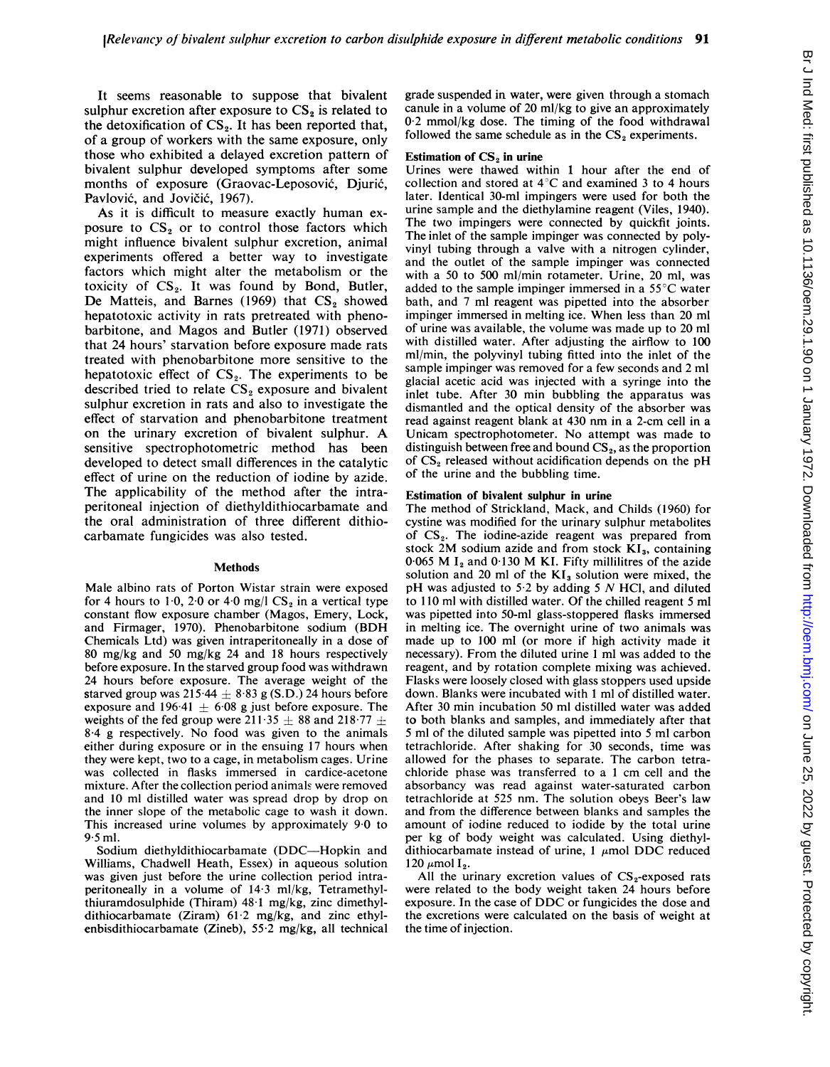It seems reasonable to suppose that bivalent sulphur excretion after exposure to $CS_2$ is related to the detoxification of $CS_2$. It has been reported that, of a group of workers with the same exposure, only those who exhibited a delayed excretion pattern of bivalent sulphur developed symptoms after some months of exposure (Graovac-Leposović, Djurić, Pavlović, and Jovičić, 1967).

As it is difficult to measure exactly human exposure to $CS_2$ or to control those factors which might influence bivalent sulphur excretion, animal experiments offered a better way to investigate factors which might alter the metabolism or the toxicity of $CS_2$. It was found by Bond, Butler, De Matteis, and Barnes (1969) that $CS_2$ showed hepatotoxic activity in rats pretreated with phenobarbitone, and Magos and Butler (1971) observed that 24 hours' starvation before exposure made rats treated with phenobarbitone more sensitive to the hepatotoxic effect of $CS_2$. The experiments to be described tried to relate $CS_2$ exposure and bivalent sulphur excretion in rats and also to investigate the effect of starvation and phenobarbitone treatment on the urinary excretion of bivalent sulphur. A sensitive spectrophotometric method has been developed to detect small differences in the catalytic effect of urine on the reduction of iodine by azide. The applicability of the method after the intraperitoneal injection of diethyldithiocarbamate and the oral administration of three different dithiocarbamate fungicides was also tested.

## Methods

Male albino rats of Porton Wistar strain were exposed for 4 hours to 1·0, 2·0 or 4·0 mg/l $CS_2$ in a vertical type constant flow exposure chamber (Magos, Emery, Lock, and Firmager, 1970). Phenobarbitone sodium (BDH Chemicals Ltd) was given intraperitoneally in a dose of 80 mg/kg and 50 mg/kg 24 and 18 hours respectively before exposure. In the starved group food was withdrawn 24 hours before exposure. The average weight of the starved group was 215·44 ± 8·83 g (S.D.) 24 hours before exposure and 196·41 ± 6·08 g just before exposure. The weights of the fed group were 211·35 ± 88 and 218·77 ± 8·4 g respectively. No food was given to the animals either during exposure or in the ensuing 17 hours when they were kept, two to a cage, in metabolism cages. Urine was collected in flasks immersed in cardice-acetone mixture. After the collection period animals were removed and 10 ml distilled water was spread drop by drop on the inner slope of the metabolic cage to wash it down. This increased urine volumes by approximately 9·0 to 9·5 ml.

Sodium diethyldithiocarbamate (DDC—Hopkin and Williams, Chadwell Heath, Essex) in aqueous solution was given just before the urine collection period intraperitoneally in a volume of 14·3 ml/kg, Tetramethylthiuramdosulphide (Thiram) 48·1 mg/kg, zinc dimethyldithiocarbamate (Ziram) 61·2 mg/kg, and zinc ethylenbisdithiocarbamate (Zineb), 55·2 mg/kg, all technical grade suspended in water, were given through a stomach canule in a volume of 20 ml/kg to give an approximately 0·2 mmol/kg dose. The timing of the food withdrawal followed the same schedule as in the $CS_2$ experiments.

### Estimation of $CS_2$ in urine

Urines were thawed within 1 hour after the end of collection and stored at 4°C and examined 3 to 4 hours later. Identical 30-ml impingers were used for both the urine sample and the diethylamine reagent (Viles, 1940). The two impingers were connected by quickfit joints. The inlet of the sample impinger was connected by polyvinyl tubing through a valve with a nitrogen cylinder, and the outlet of the sample impinger was connected with a 50 to 500 ml/min rotameter. Urine, 20 ml, was added to the sample impinger immersed in a 55°C water bath, and 7 ml reagent was pipetted into the absorber impinger immersed in melting ice. When less than 20 ml of urine was available, the volume was made up to 20 ml with distilled water. After adjusting the airflow to 100 ml/min, the polyvinyl tubing fitted into the inlet of the sample impinger was removed for a few seconds and 2 ml glacial acetic acid was injected with a syringe into the inlet tube. After 30 min bubbling the apparatus was dismantled and the optical density of the absorber was read against reagent blank at 430 nm in a 2-cm cell in a Unicam spectrophotometer. No attempt was made to distinguish between free and bound $CS_2$, as the proportion of $CS_2$ released without acidification depends on the pH of the urine and the bubbling time.

### Estimation of bivalent sulphur in urine

The method of Strickland, Mack, and Childs (1960) for cystine was modified for the urinary sulphur metabolites of $CS_2$. The iodine-azide reagent was prepared from stock 2M sodium azide and from stock $KI_3$, containing 0·065 M $I_2$ and 0·130 M KI. Fifty millilitres of the azide solution and 20 ml of the $KI_3$ solution were mixed, the pH was adjusted to 5·2 by adding 5 *N* HCl, and diluted to 110 ml with distilled water. Of the chilled reagent 5 ml was pipetted into 50-ml glass-stoppered flasks immersed in melting ice. The overnight urine of two animals was made up to 100 ml (or more if high activity made it necessary). From the diluted urine 1 ml was added to the reagent, and by rotation complete mixing was achieved. Flasks were loosely closed with glass stoppers used upside down. Blanks were incubated with 1 ml of distilled water. After 30 min incubation 50 ml distilled water was added to both blanks and samples, and immediately after that 5 ml of the diluted sample was pipetted into 5 ml carbon tetrachloride. After shaking for 30 seconds, time was allowed for the phases to separate. The carbon tetrachloride phase was transferred to a 1 cm cell and the absorbancy was read against water-saturated carbon tetrachloride at 525 nm. The solution obeys Beer's law and from the difference between blanks and samples the amount of iodine reduced to iodide by the total urine per kg of body weight was calculated. Using diethyldithiocarbamate instead of urine, 1 μmol DDC reduced 120 μmol $I_2$.

All the urinary excretion values of $CS_2$-exposed rats were related to the body weight taken 24 hours before exposure. In the case of DDC or fungicides the dose and the excretions were calculated on the basis of weight at the time of injection.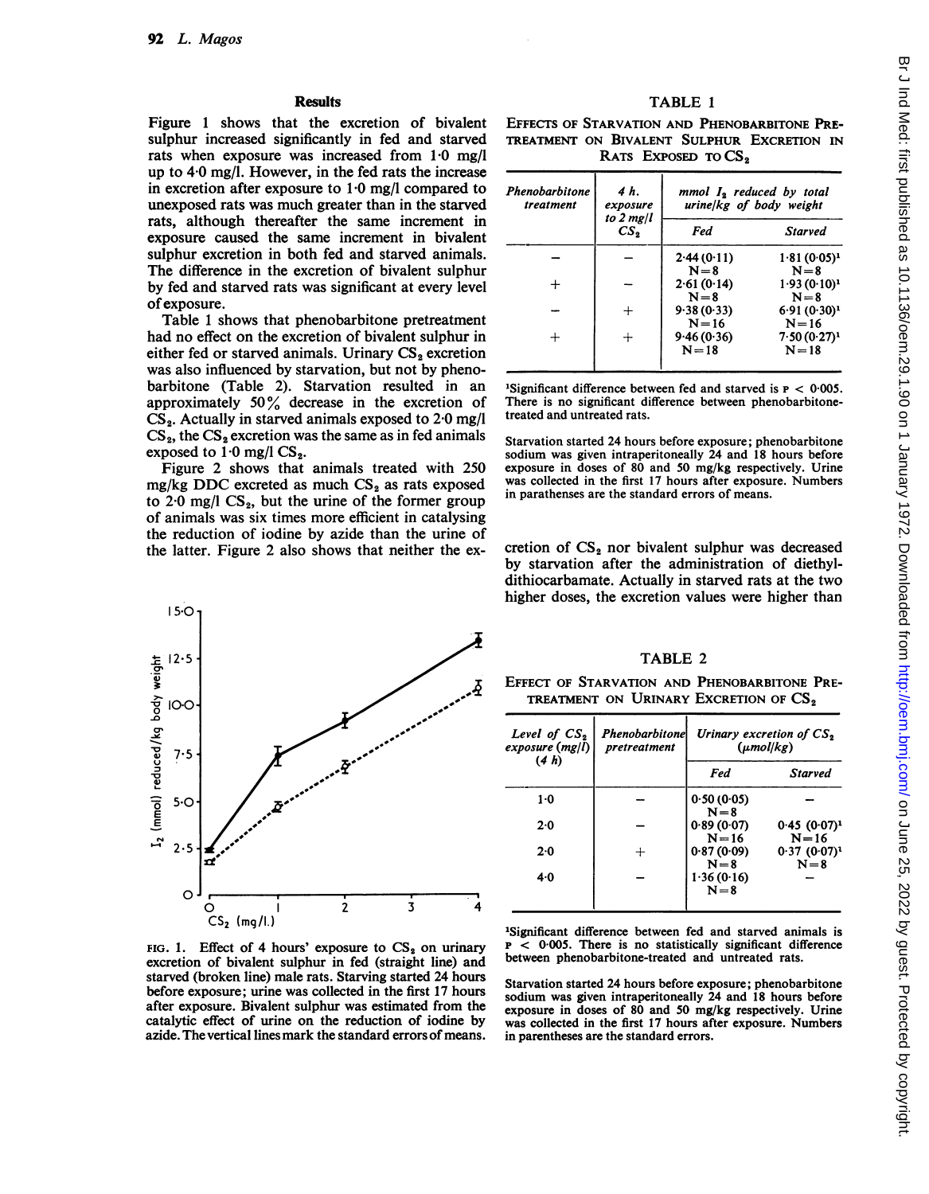## Results

Figure 1 shows that the excretion of bivalent sulphur increased significantly in fed and starved rats when exposure was increased from 1·0 mg/l up to 4·0 mg/l. However, in the fed rats the increase in excretion after exposure to 1·0 mg/l compared to unexposed rats was much greater than in the starved rats, although thereafter the same increment in exposure caused the same increment in bivalent sulphur excretion in both fed and starved animals. The difference in the excretion of bivalent sulphur by fed and starved rats was significant at every level of exposure.

Table 1 shows that phenobarbitone pretreatment had no effect on the excretion of bivalent sulphur in either fed or starved animals. Urinary $CS_2$ excretion was also influenced by starvation, but not by phenobarbitone (Table 2). Starvation resulted in an approximately 50% decrease in the excretion of $CS_2$. Actually in starved animals exposed to 2·0 mg/l $CS_2$, the $CS_2$ excretion was the same as in fed animals exposed to 1·0 mg/l $CS_2$.

Figure 2 shows that animals treated with 250 mg/kg DDC excreted as much $CS_2$ as rats exposed to 2·0 mg/l $CS_2$, but the urine of the former group of animals was six times more efficient in catalysing the reduction of iodine by azide than the urine of the latter. Figure 2 also shows that neither the excretion of $CS_2$ nor bivalent sulphur was decreased by starvation after the administration of diethyldithiocarbamate. Actually in starved rats at the two higher doses, the excretion values were higher than

FIG. 1. Effect of 4 hours' exposure to $CS_2$ on urinary excretion of bivalent sulphur in fed (straight line) and starved (broken line) male rats. Starving started 24 hours before exposure; urine was collected in the first 17 hours after exposure. Bivalent sulphur was estimated from the catalytic effect of urine on the reduction of iodine by azide. The vertical lines mark the standard errors of means.

TABLE 1

EFFECTS OF STARVATION AND PHENOBARBITONE PRETREATMENT ON BIVALENT SULPHUR EXCRETION IN RATS EXPOSED TO $CS_2$

| Phenobarbitone treatment | 4 h. exposure to 2 mg/l $CS_2$ | mmol $I_2$ reduced by total urine/kg of body weight | |
|---|---|---|---|
| | | Fed | Starved |
| – | – | 2·44 (0·11) N=8 | 1·81 (0·05)[1] N=8 |
| + | – | 2·61 (0·14) N=8 | 1·93 (0·10)[1] N=8 |
| – | + | 9·38 (0·33) N=16 | 6·91 (0·30)[1] N=16 |
| + | + | 9·46 (0·36) N=18 | 7·50 (0·27)[1] N=18 |

[1]Significant difference between fed and starved is $P < 0·005$. There is no significant difference between phenobarbitone-treated and untreated rats.

Starvation started 24 hours before exposure; phenobarbitone sodium was given intraperitoneally 24 and 18 hours before exposure in doses of 80 and 50 mg/kg respectively. Urine was collected in the first 17 hours after exposure. Numbers in parathenses are the standard errors of means.

TABLE 2

EFFECT OF STARVATION AND PHENOBARBITONE PRETREATMENT ON URINARY EXCRETION OF $CS_2$

| Level of $CS_2$ exposure (mg/l) (4 h) | Phenobarbitone pretreatment | Urinary excretion of $CS_2$ (μmol/kg) | |
|---|---|---|---|
| | | Fed | Starved |
| 1·0 | – | 0·50 (0·05) N=8 | – |
| 2·0 | – | 0·89 (0·07) N=16 | 0·45 (0·07)[1] N=16 |
| 2·0 | + | 0·87 (0·09) N=8 | 0·37 (0·07)[1] N=8 |
| 4·0 | – | 1·36 (0·16) N=8 | – |

[1]Significant difference between fed and starved animals is $P < 0·005$. There is no statistically significant difference between phenobarbitone-treated and untreated rats.

Starvation started 24 hours before exposure; phenobarbitone sodium was given intraperitoneally 24 and 18 hours before exposure in doses of 80 and 50 mg/kg respectively. Urine was collected in the first 17 hours after exposure. Numbers in parentheses are the standard errors.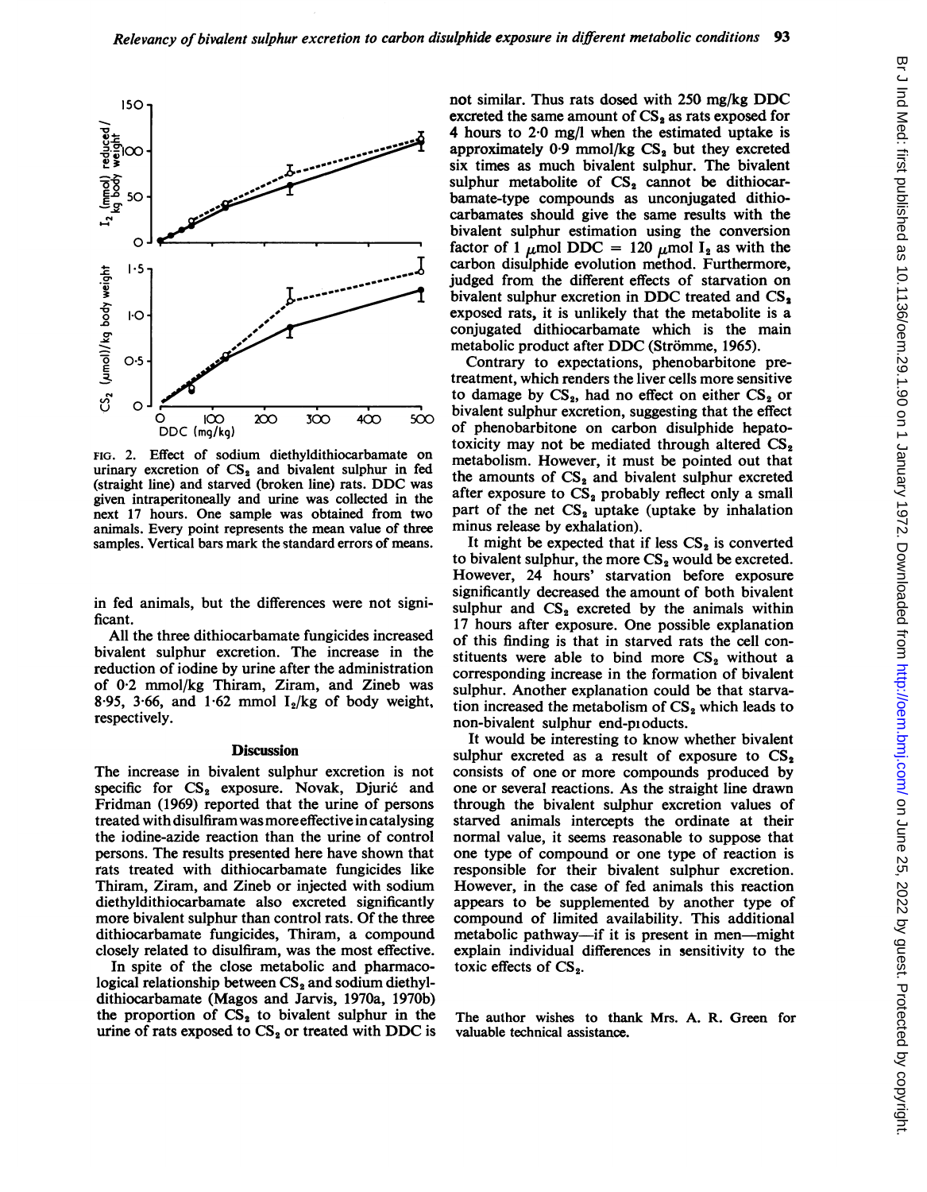FIG. 2. Effect of sodium diethyldithiocarbamate on urinary excretion of $CS_2$ and bivalent sulphur in fed (straight line) and starved (broken line) rats. DDC was given intraperitoneally and urine was collected in the next 17 hours. One sample was obtained from two animals. Every point represents the mean value of three samples. Vertical bars mark the standard errors of means.

in fed animals, but the differences were not significant.

All the three dithiocarbamate fungicides increased bivalent sulphur excretion. The increase in the reduction of iodine by urine after the administration of 0·2 mmol/kg Thiram, Ziram, and Zineb was 8·95, 3·66, and 1·62 mmol $I_2$/kg of body weight, respectively.

## Discussion

The increase in bivalent sulphur excretion is not specific for $CS_2$ exposure. Novak, Djurić and Fridman (1969) reported that the urine of persons treated with disulfiram was more effective in catalysing the iodine-azide reaction than the urine of control persons. The results presented here have shown that rats treated with dithiocarbamate fungicides like Thiram, Ziram, and Zineb or injected with sodium diethyldithiocarbamate also excreted significantly more bivalent sulphur than control rats. Of the three dithiocarbamate fungicides, Thiram, a compound closely related to disulfiram, was the most effective.

In spite of the close metabolic and pharmacological relationship between $CS_2$ and sodium diethyldithiocarbamate (Magos and Jarvis, 1970a, 1970b) the proportion of $CS_2$ to bivalent sulphur in the urine of rats exposed to $CS_2$ or treated with DDC is not similar. Thus rats dosed with 250 mg/kg DDC excreted the same amount of $CS_2$ as rats exposed for 4 hours to 2·0 mg/l when the estimated uptake is approximately 0·9 mmol/kg $CS_2$ but they excreted six times as much bivalent sulphur. The bivalent sulphur metabolite of $CS_2$ cannot be dithiocarbamate-type compounds as unconjugated dithiocarbamates should give the same results with the bivalent sulphur estimation using the conversion factor of 1 $\mu$mol DDC = 120 $\mu$mol $I_2$ as with the carbon disulphide evolution method. Furthermore, judged from the different effects of starvation on bivalent sulphur excretion in DDC treated and $CS_2$ exposed rats, it is unlikely that the metabolite is a conjugated dithiocarbamate which is the main metabolic product after DDC (Strömme, 1965).

Contrary to expectations, phenobarbitone pretreatment, which renders the liver cells more sensitive to damage by $CS_2$, had no effect on either $CS_2$ or bivalent sulphur excretion, suggesting that the effect of phenobarbitone on carbon disulphide hepatotoxicity may not be mediated through altered $CS_2$ metabolism. However, it must be pointed out that the amounts of $CS_2$ and bivalent sulphur excreted after exposure to $CS_2$ probably reflect only a small part of the net $CS_2$ uptake (uptake by inhalation minus release by exhalation).

It might be expected that if less $CS_2$ is converted to bivalent sulphur, the more $CS_2$ would be excreted. However, 24 hours' starvation before exposure significantly decreased the amount of both bivalent sulphur and $CS_2$ excreted by the animals within 17 hours after exposure. One possible explanation of this finding is that in starved rats the cell constituents were able to bind more $CS_2$ without a corresponding increase in the formation of bivalent sulphur. Another explanation could be that starvation increased the metabolism of $CS_2$ which leads to non-bivalent sulphur end-products.

It would be interesting to know whether bivalent sulphur excreted as a result of exposure to $CS_2$ consists of one or more compounds produced by one or several reactions. As the straight line drawn through the bivalent sulphur excretion values of starved animals intercepts the ordinate at their normal value, it seems reasonable to suppose that one type of compound or one type of reaction is responsible for their bivalent sulphur excretion. However, in the case of fed animals this reaction appears to be supplemented by another type of compound of limited availability. This additional metabolic pathway—if it is present in men—might explain individual differences in sensitivity to the toxic effects of $CS_2$.

The author wishes to thank Mrs. A. R. Green for valuable technical assistance.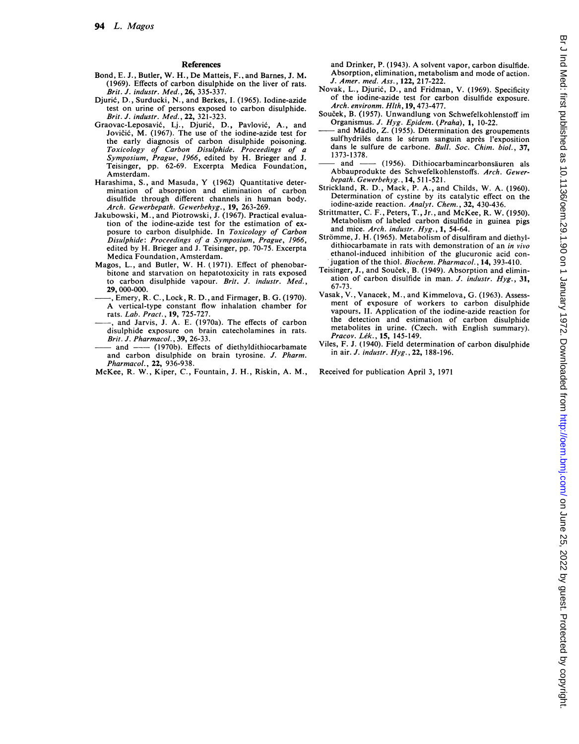## References

Bond, E. J., Butler, W. H., De Matteis, F., and Barnes, J. M. (1969). Effects of carbon disulphide on the liver of rats. *Brit. J. industr. Med.*, **26**, 335-337.

Djurić, D., Surducki, N., and Berkes, I. (1965). Iodine-azide test on urine of persons exposed to carbon disulphide. *Brit. J. industr. Med.*, **22**, 321-323.

Graovac-Leposavić, Lj., Djurić, D., Pavlović, A., and Jovičić, M. (1967). The use of the iodine-azide test for the early diagnosis of carbon disulphide poisoning. *Toxicology of Carbon Disulphide. Proceedings of a Symposium, Prague, 1966*, edited by H. Brieger and J. Teisinger, pp. 62-69. Excerpta Medica Foundation, Amsterdam.

Harashima, S., and Masuda, Y (1962) Quantitative determination of absorption and elimination of carbon disulfide through different channels in human body. *Arch. Gewerbepath. Gewerbehyg.*, **19**, 263-269.

Jakubowski, M., and Piotrowski, J. (1967). Practical evaluation of the iodine-azide test for the estimation of exposure to carbon disulphide. In *Toxicology of Carbon Disulphide: Proceedings of a Symposium, Prague, 1966*, edited by H. Brieger and J. Teisinger, pp. 70-75. Excerpta Medica Foundation, Amsterdam.

Magos, L., and Butler, W. H. (1971). Effect of phenobarbitone and starvation on hepatotoxicity in rats exposed to carbon disulphide vapour. *Brit. J. industr. Med.*, **29**, 000-000.

——, Emery, R. C., Lock, R. D., and Firmager, B. G. (1970). A vertical-type constant flow inhalation chamber for rats. *Lab. Pract.*, **19**, 725-727.

——, and Jarvis, J. A. E. (1970a). The effects of carbon disulphide exposure on brain catecholamines in rats. *Brit. J. Pharmacol.*, **39**, 26-33.

—— and —— (1970b). Effects of diethyldithiocarbamate and carbon disulphide on brain tyrosine. *J. Pharm. Pharmacol.*, **22**, 936-938.

McKee, R. W., Kiper, C., Fountain, J. H., Riskin, A. M., and Drinker, P. (1943). A solvent vapor, carbon disulfide. Absorption, elimination, metabolism and mode of action. *J. Amer. med. Ass.*, **122**, 217-222.

Novak, L., Djurić, D., and Fridman, V. (1969). Specificity of the iodine-azide test for carbon disulphide exposure. *Arch. environm. Hlth*, **19**, 473-477.

Souček, B. (1957). Unwandlung von Schwefelkohlenstoff im Organismus. *J. Hyg. Epidem. (Praha)*, **1**, 10-22.

—— and Mádlo, Z. (1955). Détermination des groupements sulfhydrilés dans le sérum sanguin après l'exposition dans le sulfure de carbone. *Bull. Soc. Chim. biol.*, **37**, 1373-1378.

—— and —— (1956). Dithiocarbamincarbonsäuren als Abbauprodukte des Schwefelkohlenstoffs. *Arch. Gewerbepath. Gewerbehyg.*, **14**, 511-521.

Strickland, R. D., Mack, P. A., and Childs, W. A. (1960). Determination of cystine by its catalytic effect on the iodine-azide reaction. *Analyt. Chem.*, **32**, 430-436.

Strittmatter, C. F., Peters, T., Jr., and McKee, R. W. (1950). Metabolism of labeled carbon disulfide in guinea pigs and mice. *Arch. industr. Hyg.*, **1**, 54-64.

Strömme, J. H. (1965). Metabolism of disulfiram and diethyldithiocarbamate in rats with demonstration of an *in vivo* ethanol-induced inhibition of the glucuronic acid conjugation of the thiol. *Biochem. Pharmacol.*, **14**, 393-410.

Teisinger, J., and Souček, B. (1949). Absorption and elimination of carbon disulfide in man. *J. industr. Hyg.*, **31**, 67-73.

Vasak, V., Vanacek, M., and Kimmelova, G. (1963). Assessment of exposure of workers to carbon disulphide vapours. II. Application of the iodine-azide reaction for the detection and estimation of carbon disulphide metabolites in urine. (Czech. with English summary). *Pracov. Lék.*, **15**, 145-149.

Viles, F. J. (1940). Field determination of carbon disulphide in air. *J. industr. Hyg.*, **22**, 188-196.

Received for publication April 3, 1971